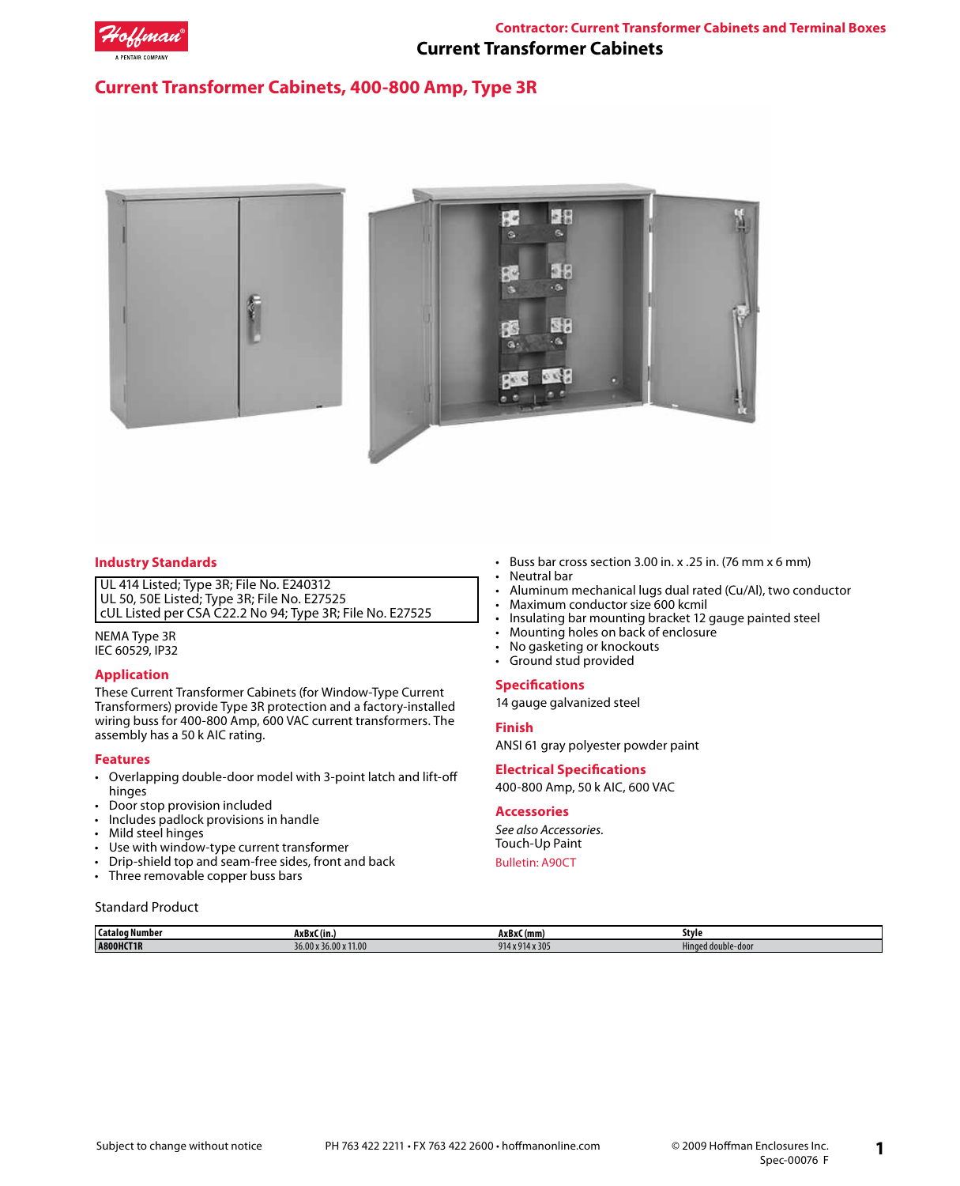# Current Transformer Cabinets

## Current Transformer Cabinets, 400-800 Amp, Type 3R

### Industry Standards

| |
|---|
| UL 414 Listed; Type 3R; File No. E240312 |
| UL 50, 50E Listed; Type 3R; File No. E27525 |
| cUL Listed per CSA C22.2 No 94; Type 3R; File No. E27525 |

NEMA Type 3R
IEC 60529, IP32

### Application

These Current Transformer Cabinets (for Window-Type Current Transformers) provide Type 3R protection and a factory-installed wiring buss for 400-800 Amp, 600 VAC current transformers. The assembly has a 50 k AIC rating.

### Features

- Overlapping double-door model with 3-point latch and lift-off hinges
- Door stop provision included
- Includes padlock provisions in handle
- Mild steel hinges
- Use with window-type current transformer
- Drip-shield top and seam-free sides, front and back
- Three removable copper buss bars
- Buss bar cross section 3.00 in. x .25 in. (76 mm x 6 mm)
- Neutral bar
- Aluminum mechanical lugs dual rated (Cu/Al), two conductor
- Maximum conductor size 600 kcmil
- Insulating bar mounting bracket 12 gauge painted steel
- Mounting holes on back of enclosure
- No gasketing or knockouts
- Ground stud provided

### Specifications

14 gauge galvanized steel

### Finish

ANSI 61 gray polyester powder paint

### Electrical Specifications

400-800 Amp, 50 k AIC, 600 VAC

### Accessories

*See also Accessories.*
Touch-Up Paint

Bulletin: A90CT

Standard Product

| Catalog Number | AxBxC (in.) | AxBxC (mm) | Style |
|---|---|---|---|
| A800HCT1R | 36.00 x 36.00 x 11.00 | 914 x 914 x 305 | Hinged double-door |

Subject to change without notice    PH 763 422 2211 • FX 763 422 2600 • hoffmanonline.com    © 2009 Hoffman Enclosures Inc. Spec-00076 F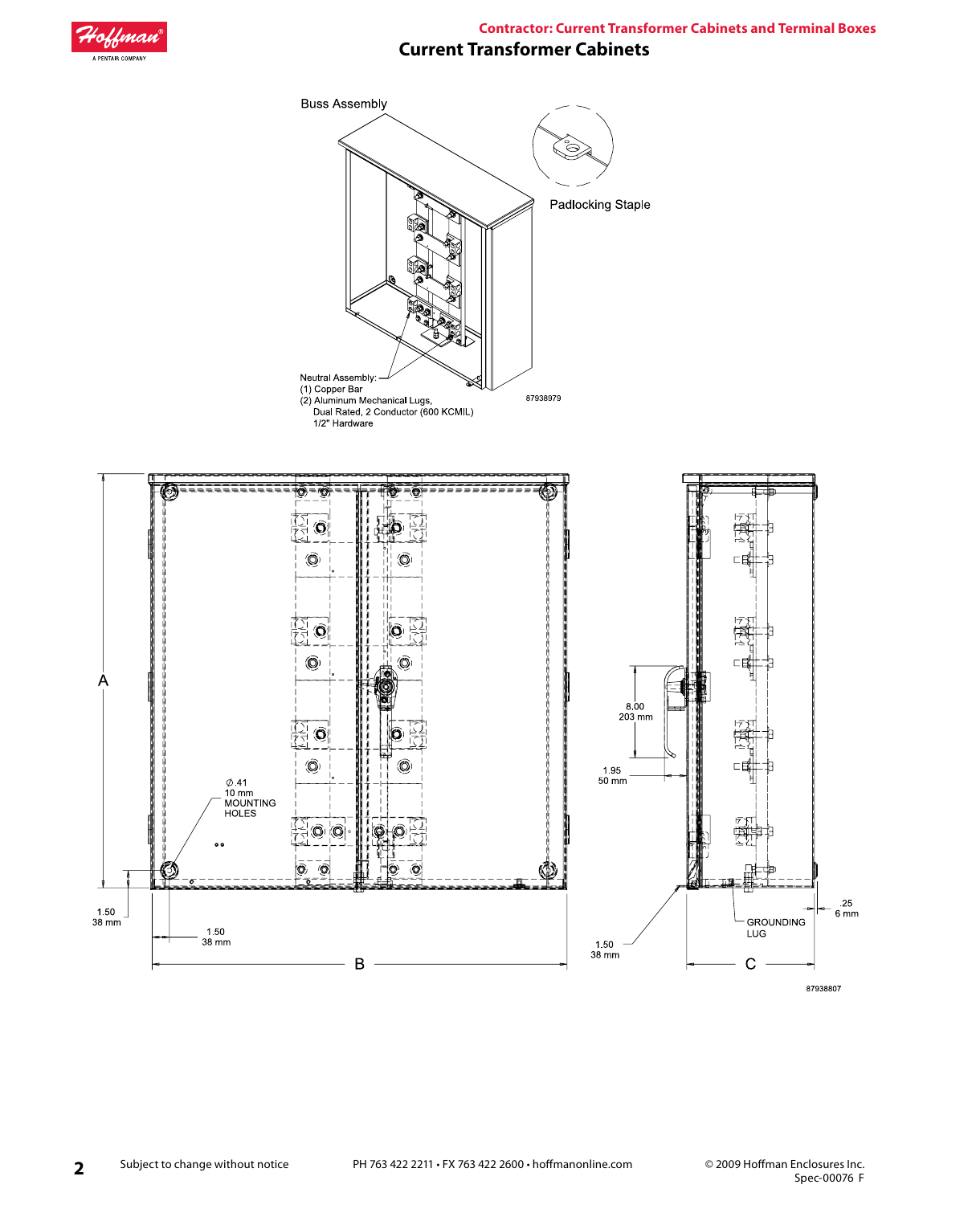Contractor: Current Transformer Cabinets and Terminal Boxes

# Current Transformer Cabinets

Buss Assembly

Padlocking Staple

Neutral Assembly:
(1) Copper Bar
(2) Aluminum Mechanical Lugs,
Dual Rated, 2 Conductor (600 KCMIL)
1/2" Hardware

87938979

A

Ø.41
10 mm
MOUNTING
HOLES

1.50
38 mm

1.50
38 mm

B

8.00
203 mm

1.95
50 mm

1.50
38 mm

GROUNDING
LUG

.25
6 mm

C

87938807

Subject to change without notice

PH 763 422 2211 • FX 763 422 2600 • hoffmanonline.com

© 2009 Hoffman Enclosures Inc.
Spec-00076 F